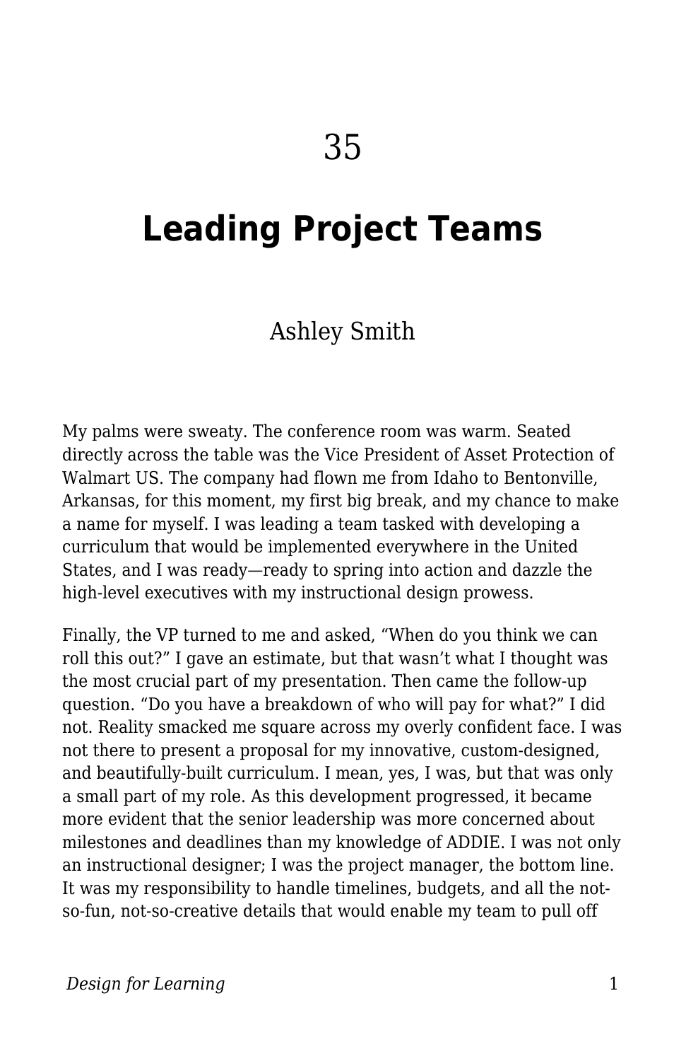# 35

# Leading Project Teams

Ashley Smith

My palms were sweaty. The conference room was warm. Seated directly across the table was the Vice President of Asset Protection of Walmart US. The company had flown me from Idaho to Bentonville, Arkansas, for this moment, my first big break, and my chance to make a name for myself. I was leading a team tasked with developing a curriculum that would be implemented everywhere in the United States, and I was ready—ready to spring into action and dazzle the high-level executives with my instructional design prowess.

Finally, the VP turned to me and asked, "When do you think we can roll this out?" I gave an estimate, but that wasn't what I thought was the most crucial part of my presentation. Then came the follow-up question. "Do you have a breakdown of who will pay for what?" I did not. Reality smacked me square across my overly confident face. I was not there to present a proposal for my innovative, custom-designed, and beautifully-built curriculum. I mean, yes, I was, but that was only a small part of my role. As this development progressed, it became more evident that the senior leadership was more concerned about milestones and deadlines than my knowledge of ADDIE. I was not only an instructional designer; I was the project manager, the bottom line. It was my responsibility to handle timelines, budgets, and all the not-so-fun, not-so-creative details that would enable my team to pull off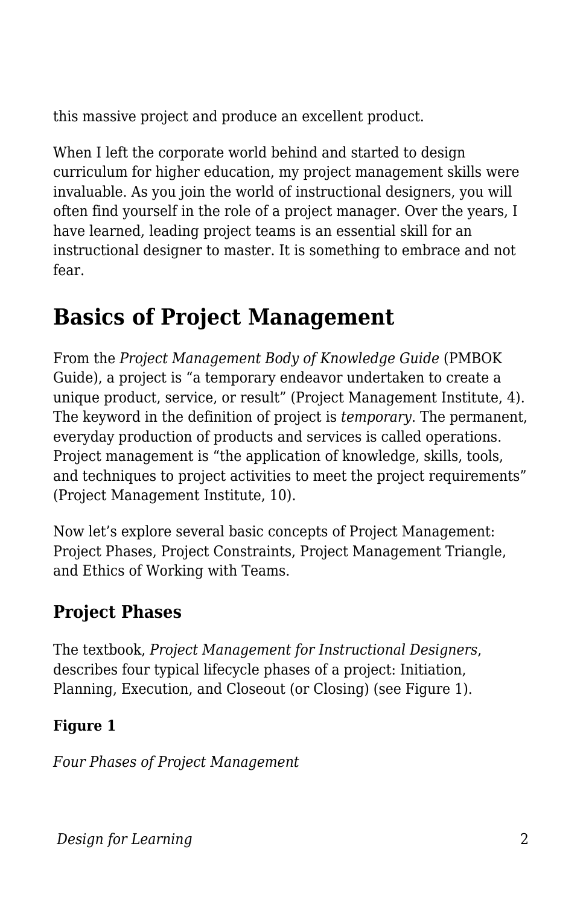this massive project and produce an excellent product.

When I left the corporate world behind and started to design curriculum for higher education, my project management skills were invaluable. As you join the world of instructional designers, you will often find yourself in the role of a project manager. Over the years, I have learned, leading project teams is an essential skill for an instructional designer to master. It is something to embrace and not fear.

## Basics of Project Management

From the *Project Management Body of Knowledge Guide* (PMBOK Guide), a project is "a temporary endeavor undertaken to create a unique product, service, or result" (Project Management Institute, 4). The keyword in the definition of project is *temporary*. The permanent, everyday production of products and services is called operations. Project management is "the application of knowledge, skills, tools, and techniques to project activities to meet the project requirements" (Project Management Institute, 10).

Now let's explore several basic concepts of Project Management: Project Phases, Project Constraints, Project Management Triangle, and Ethics of Working with Teams.

### Project Phases

The textbook, *Project Management for Instructional Designers*, describes four typical lifecycle phases of a project: Initiation, Planning, Execution, and Closeout (or Closing) (see Figure 1).

**Figure 1**

*Four Phases of Project Management*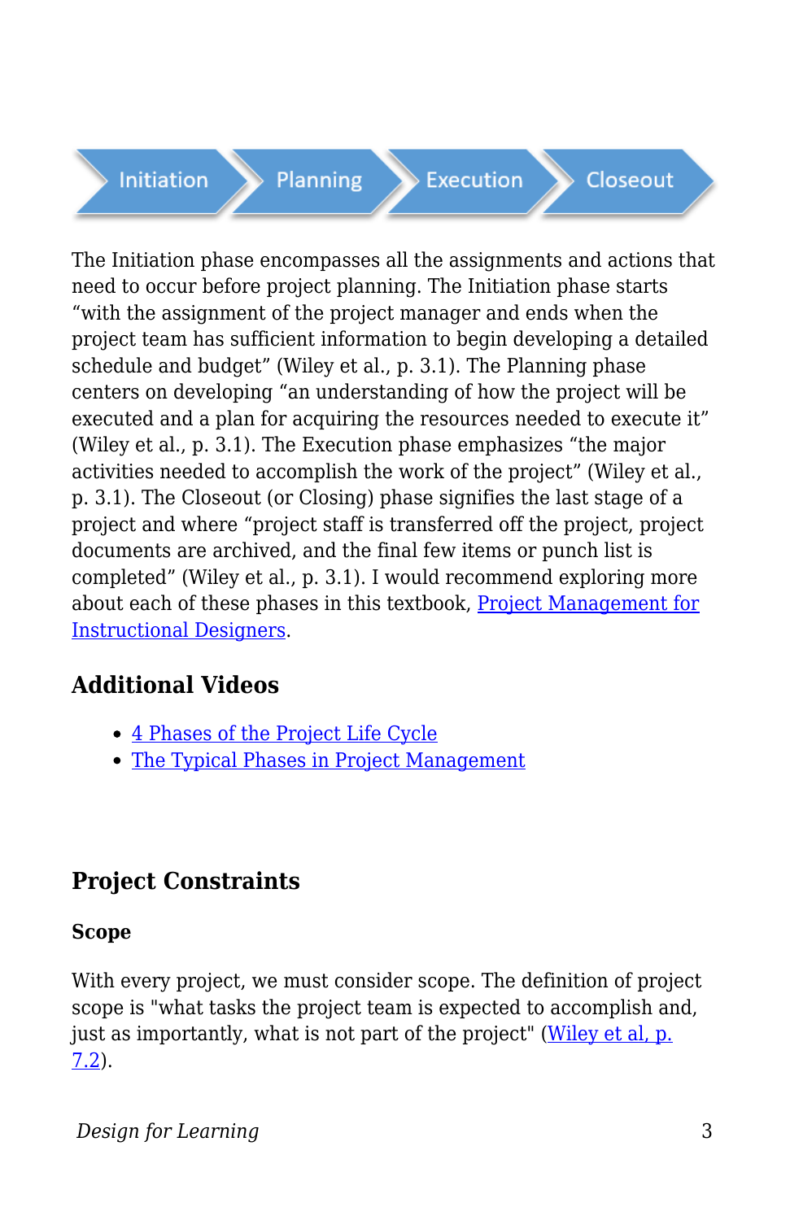Initiation
Planning
Execution
Closeout

The Initiation phase encompasses all the assignments and actions that need to occur before project planning. The Initiation phase starts "with the assignment of the project manager and ends when the project team has sufficient information to begin developing a detailed schedule and budget" (Wiley et al., p. 3.1). The Planning phase centers on developing "an understanding of how the project will be executed and a plan for acquiring the resources needed to execute it" (Wiley et al., p. 3.1). The Execution phase emphasizes "the major activities needed to accomplish the work of the project" (Wiley et al., p. 3.1). The Closeout (or Closing) phase signifies the last stage of a project and where "project staff is transferred off the project, project documents are archived, and the final few items or punch list is completed" (Wiley et al., p. 3.1). I would recommend exploring more about each of these phases in this textbook, Project Management for Instructional Designers.

### Additional Videos

- 4 Phases of the Project Life Cycle
- The Typical Phases in Project Management

### Project Constraints

#### Scope

With every project, we must consider scope. The definition of project scope is "what tasks the project team is expected to accomplish and, just as importantly, what is not part of the project" (Wiley et al, p. 7.2).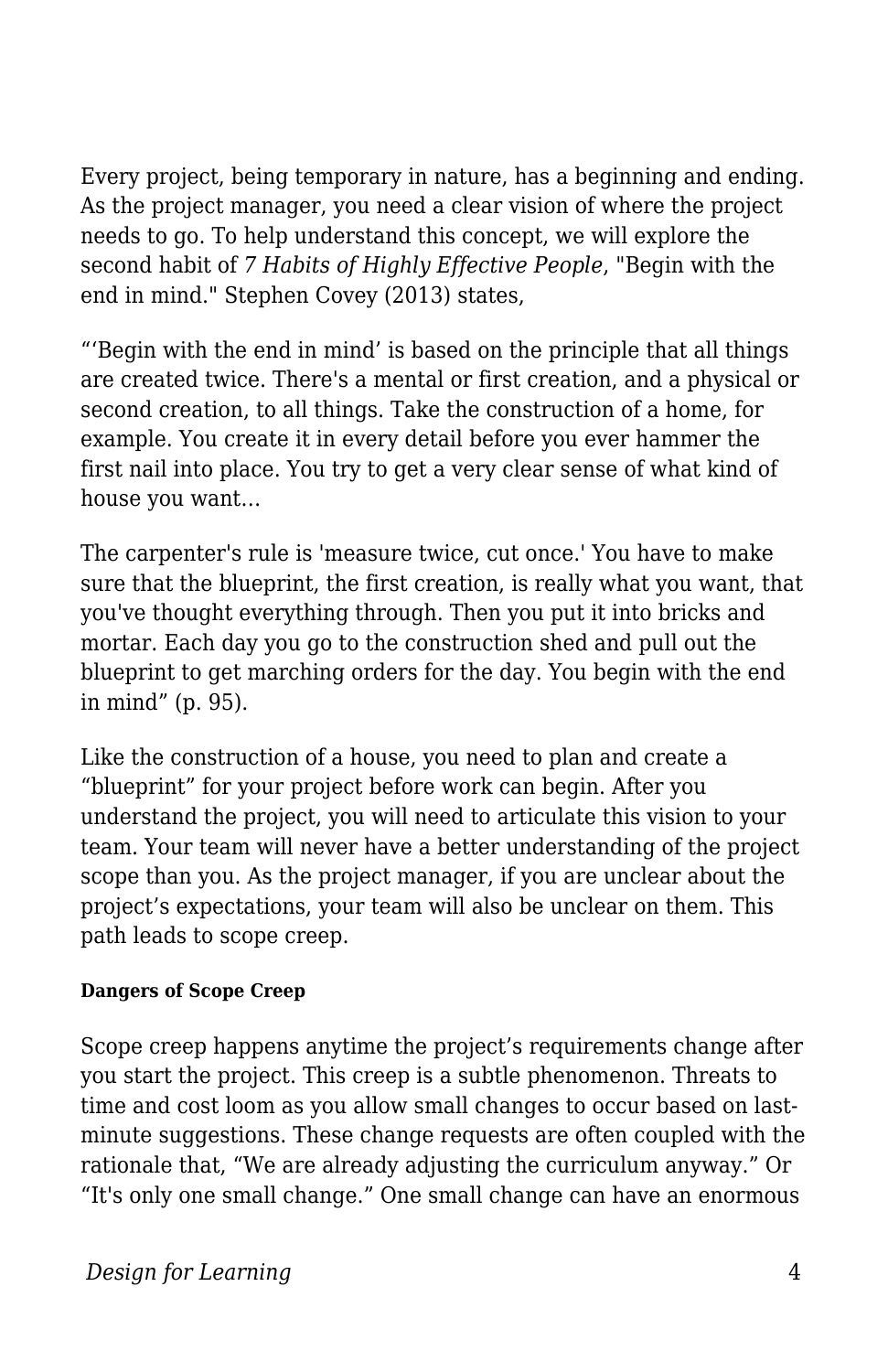Every project, being temporary in nature, has a beginning and ending. As the project manager, you need a clear vision of where the project needs to go. To help understand this concept, we will explore the second habit of *7 Habits of Highly Effective People*, "Begin with the end in mind." Stephen Covey (2013) states,

"'Begin with the end in mind' is based on the principle that all things are created twice. There's a mental or first creation, and a physical or second creation, to all things. Take the construction of a home, for example. You create it in every detail before you ever hammer the first nail into place. You try to get a very clear sense of what kind of house you want…

The carpenter's rule is 'measure twice, cut once.' You have to make sure that the blueprint, the first creation, is really what you want, that you've thought everything through. Then you put it into bricks and mortar. Each day you go to the construction shed and pull out the blueprint to get marching orders for the day. You begin with the end in mind" (p. 95).

Like the construction of a house, you need to plan and create a "blueprint" for your project before work can begin. After you understand the project, you will need to articulate this vision to your team. Your team will never have a better understanding of the project scope than you. As the project manager, if you are unclear about the project's expectations, your team will also be unclear on them. This path leads to scope creep.

#### Dangers of Scope Creep

Scope creep happens anytime the project's requirements change after you start the project. This creep is a subtle phenomenon. Threats to time and cost loom as you allow small changes to occur based on last-minute suggestions. These change requests are often coupled with the rationale that, "We are already adjusting the curriculum anyway." Or "It's only one small change." One small change can have an enormous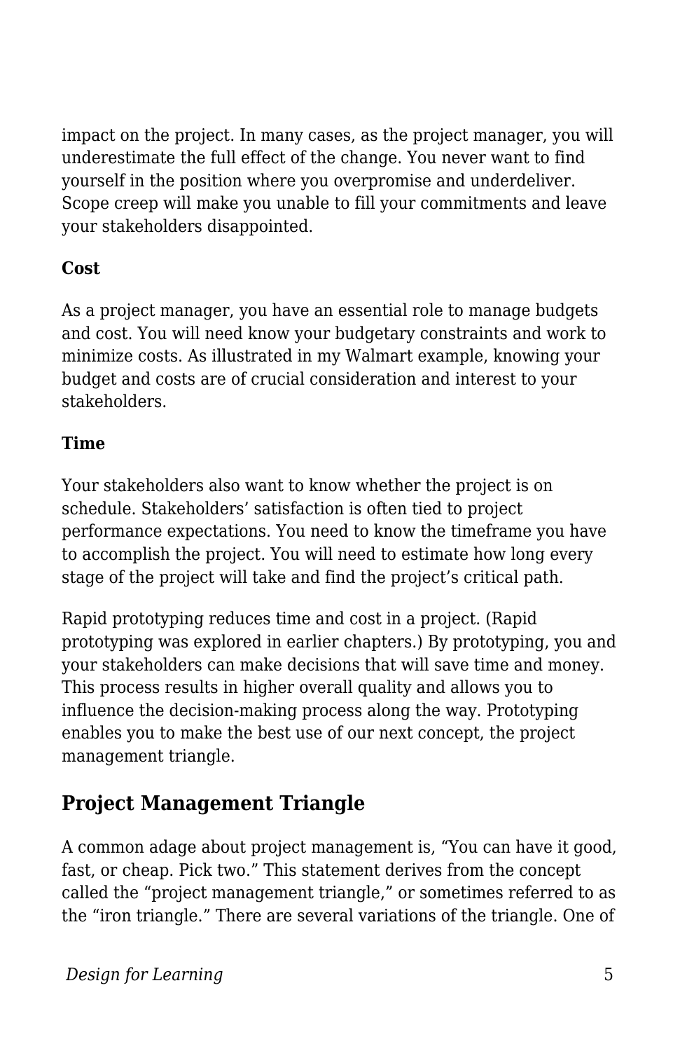impact on the project. In many cases, as the project manager, you will underestimate the full effect of the change. You never want to find yourself in the position where you overpromise and underdeliver. Scope creep will make you unable to fill your commitments and leave your stakeholders disappointed.

**Cost**

As a project manager, you have an essential role to manage budgets and cost. You will need know your budgetary constraints and work to minimize costs. As illustrated in my Walmart example, knowing your budget and costs are of crucial consideration and interest to your stakeholders.

**Time**

Your stakeholders also want to know whether the project is on schedule. Stakeholders' satisfaction is often tied to project performance expectations. You need to know the timeframe you have to accomplish the project. You will need to estimate how long every stage of the project will take and find the project's critical path.

Rapid prototyping reduces time and cost in a project. (Rapid prototyping was explored in earlier chapters.) By prototyping, you and your stakeholders can make decisions that will save time and money. This process results in higher overall quality and allows you to influence the decision-making process along the way. Prototyping enables you to make the best use of our next concept, the project management triangle.

## Project Management Triangle

A common adage about project management is, "You can have it good, fast, or cheap. Pick two." This statement derives from the concept called the "project management triangle," or sometimes referred to as the "iron triangle." There are several variations of the triangle. One of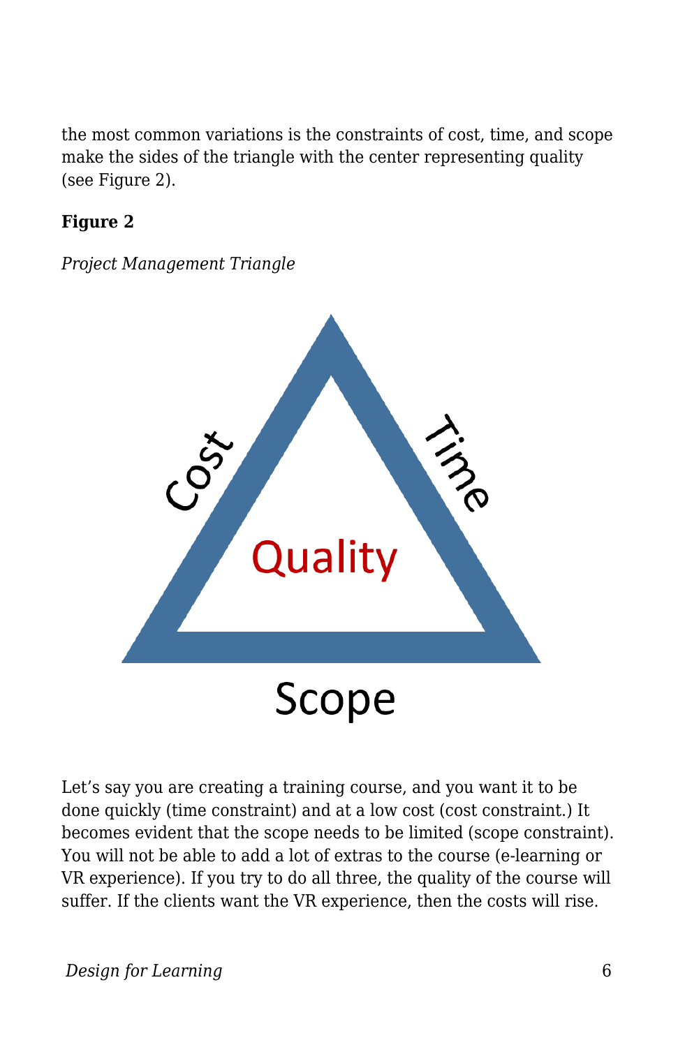the most common variations is the constraints of cost, time, and scope make the sides of the triangle with the center representing quality (see Figure 2).

**Figure 2**

*Project Management Triangle*

Cost

Time

Quality

Scope

Let’s say you are creating a training course, and you want it to be done quickly (time constraint) and at a low cost (cost constraint.) It becomes evident that the scope needs to be limited (scope constraint). You will not be able to add a lot of extras to the course (e-learning or VR experience). If you try to do all three, the quality of the course will suffer. If the clients want the VR experience, then the costs will rise.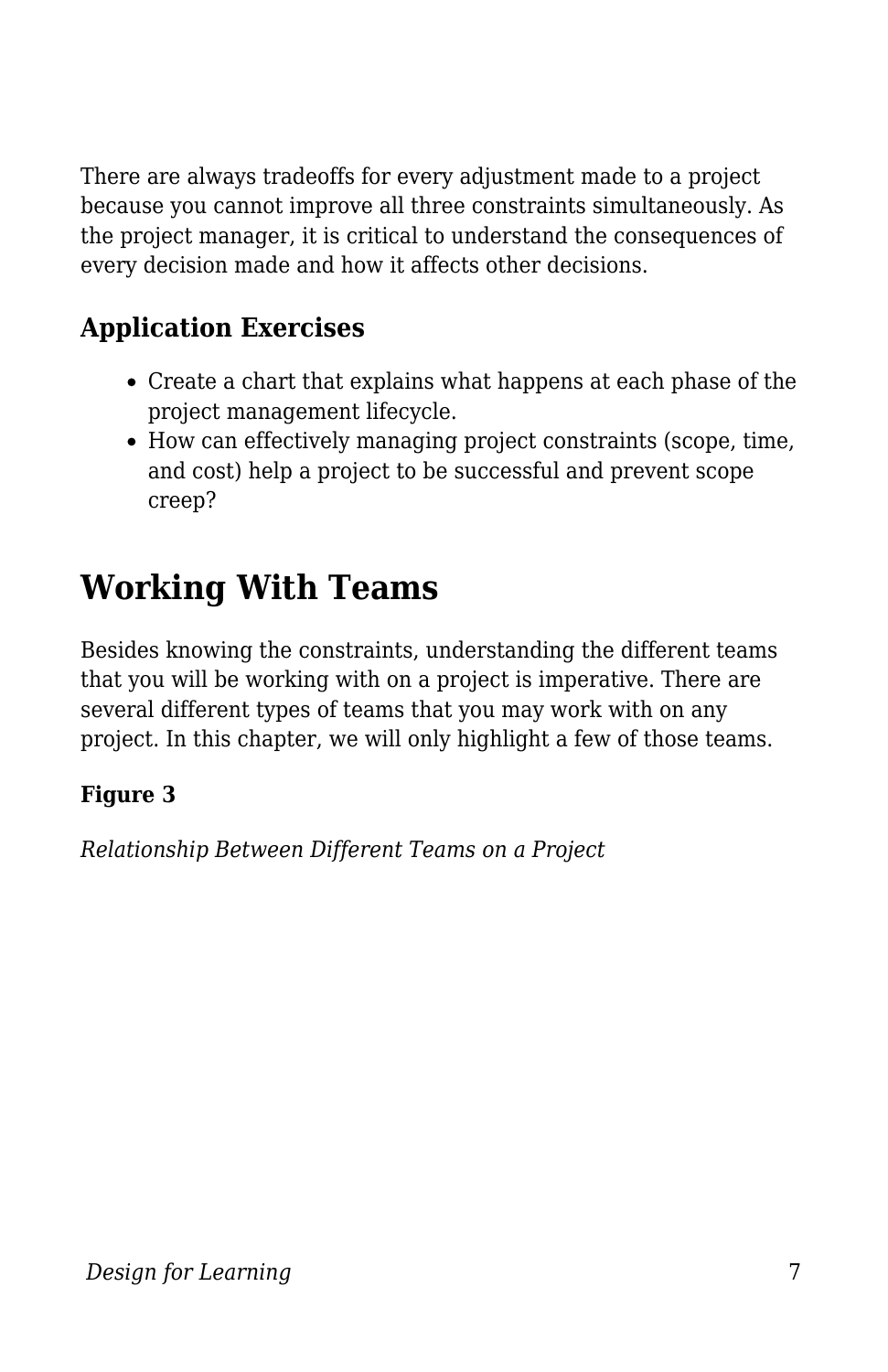There are always tradeoffs for every adjustment made to a project because you cannot improve all three constraints simultaneously. As the project manager, it is critical to understand the consequences of every decision made and how it affects other decisions.

### Application Exercises

- Create a chart that explains what happens at each phase of the project management lifecycle.
- How can effectively managing project constraints (scope, time, and cost) help a project to be successful and prevent scope creep?

## Working With Teams

Besides knowing the constraints, understanding the different teams that you will be working with on a project is imperative. There are several different types of teams that you may work with on any project. In this chapter, we will only highlight a few of those teams.

**Figure 3**

*Relationship Between Different Teams on a Project*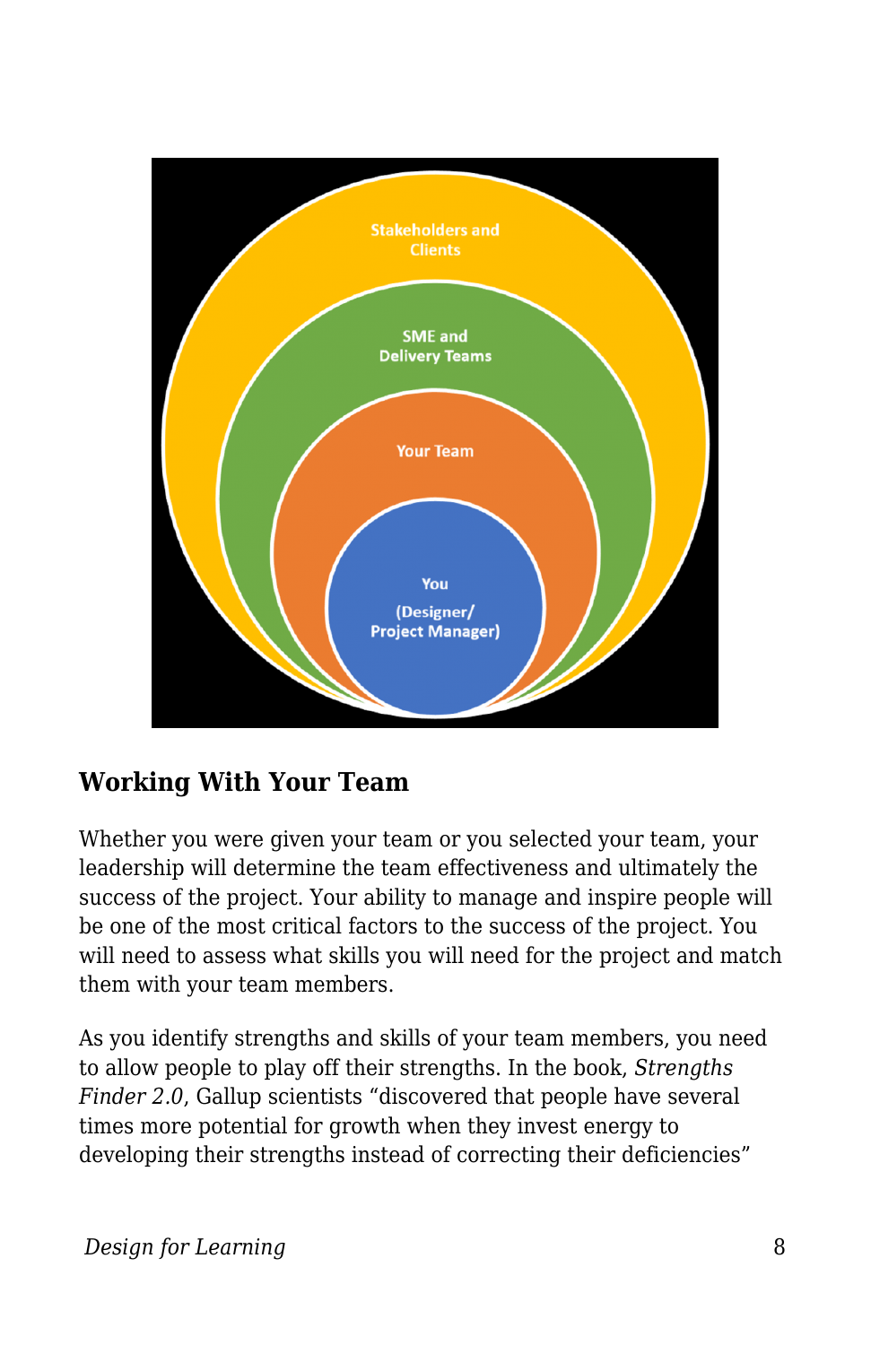Stakeholders and Clients

SME and Delivery Teams

Your Team

You

(Designer/ Project Manager)

## Working With Your Team

Whether you were given your team or you selected your team, your leadership will determine the team effectiveness and ultimately the success of the project. Your ability to manage and inspire people will be one of the most critical factors to the success of the project. You will need to assess what skills you will need for the project and match them with your team members.

As you identify strengths and skills of your team members, you need to allow people to play off their strengths. In the book, *Strengths Finder 2.0*, Gallup scientists “discovered that people have several times more potential for growth when they invest energy to developing their strengths instead of correcting their deficiencies”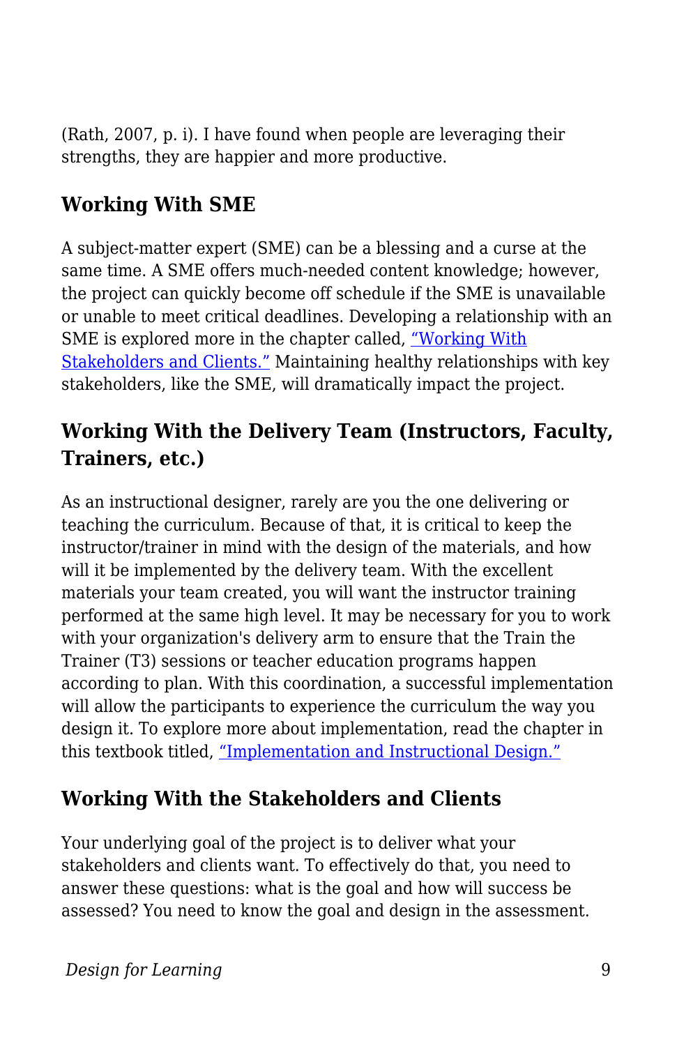(Rath, 2007, p. i). I have found when people are leveraging their strengths, they are happier and more productive.

## Working With SME

A subject-matter expert (SME) can be a blessing and a curse at the same time. A SME offers much-needed content knowledge; however, the project can quickly become off schedule if the SME is unavailable or unable to meet critical deadlines. Developing a relationship with an SME is explored more in the chapter called, "Working With Stakeholders and Clients." Maintaining healthy relationships with key stakeholders, like the SME, will dramatically impact the project.

## Working With the Delivery Team (Instructors, Faculty, Trainers, etc.)

As an instructional designer, rarely are you the one delivering or teaching the curriculum. Because of that, it is critical to keep the instructor/trainer in mind with the design of the materials, and how will it be implemented by the delivery team. With the excellent materials your team created, you will want the instructor training performed at the same high level. It may be necessary for you to work with your organization's delivery arm to ensure that the Train the Trainer (T3) sessions or teacher education programs happen according to plan. With this coordination, a successful implementation will allow the participants to experience the curriculum the way you design it. To explore more about implementation, read the chapter in this textbook titled, "Implementation and Instructional Design."

## Working With the Stakeholders and Clients

Your underlying goal of the project is to deliver what your stakeholders and clients want. To effectively do that, you need to answer these questions: what is the goal and how will success be assessed? You need to know the goal and design in the assessment.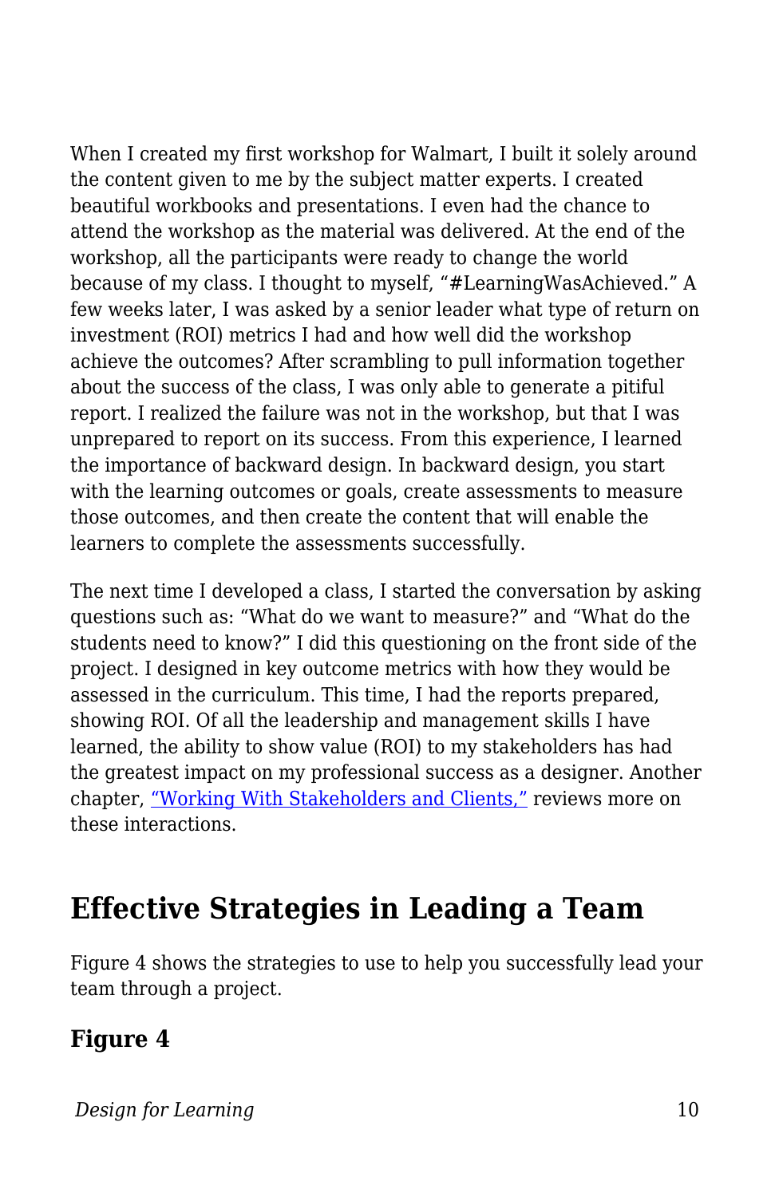When I created my first workshop for Walmart, I built it solely around the content given to me by the subject matter experts. I created beautiful workbooks and presentations. I even had the chance to attend the workshop as the material was delivered. At the end of the workshop, all the participants were ready to change the world because of my class. I thought to myself, “#LearningWasAchieved.” A few weeks later, I was asked by a senior leader what type of return on investment (ROI) metrics I had and how well did the workshop achieve the outcomes? After scrambling to pull information together about the success of the class, I was only able to generate a pitiful report. I realized the failure was not in the workshop, but that I was unprepared to report on its success. From this experience, I learned the importance of backward design. In backward design, you start with the learning outcomes or goals, create assessments to measure those outcomes, and then create the content that will enable the learners to complete the assessments successfully.

The next time I developed a class, I started the conversation by asking questions such as: “What do we want to measure?” and “What do the students need to know?” I did this questioning on the front side of the project. I designed in key outcome metrics with how they would be assessed in the curriculum. This time, I had the reports prepared, showing ROI. Of all the leadership and management skills I have learned, the ability to show value (ROI) to my stakeholders has had the greatest impact on my professional success as a designer. Another chapter, [“Working With Stakeholders and Clients,”] reviews more on these interactions.

## Effective Strategies in Leading a Team

Figure 4 shows the strategies to use to help you successfully lead your team through a project.

### Figure 4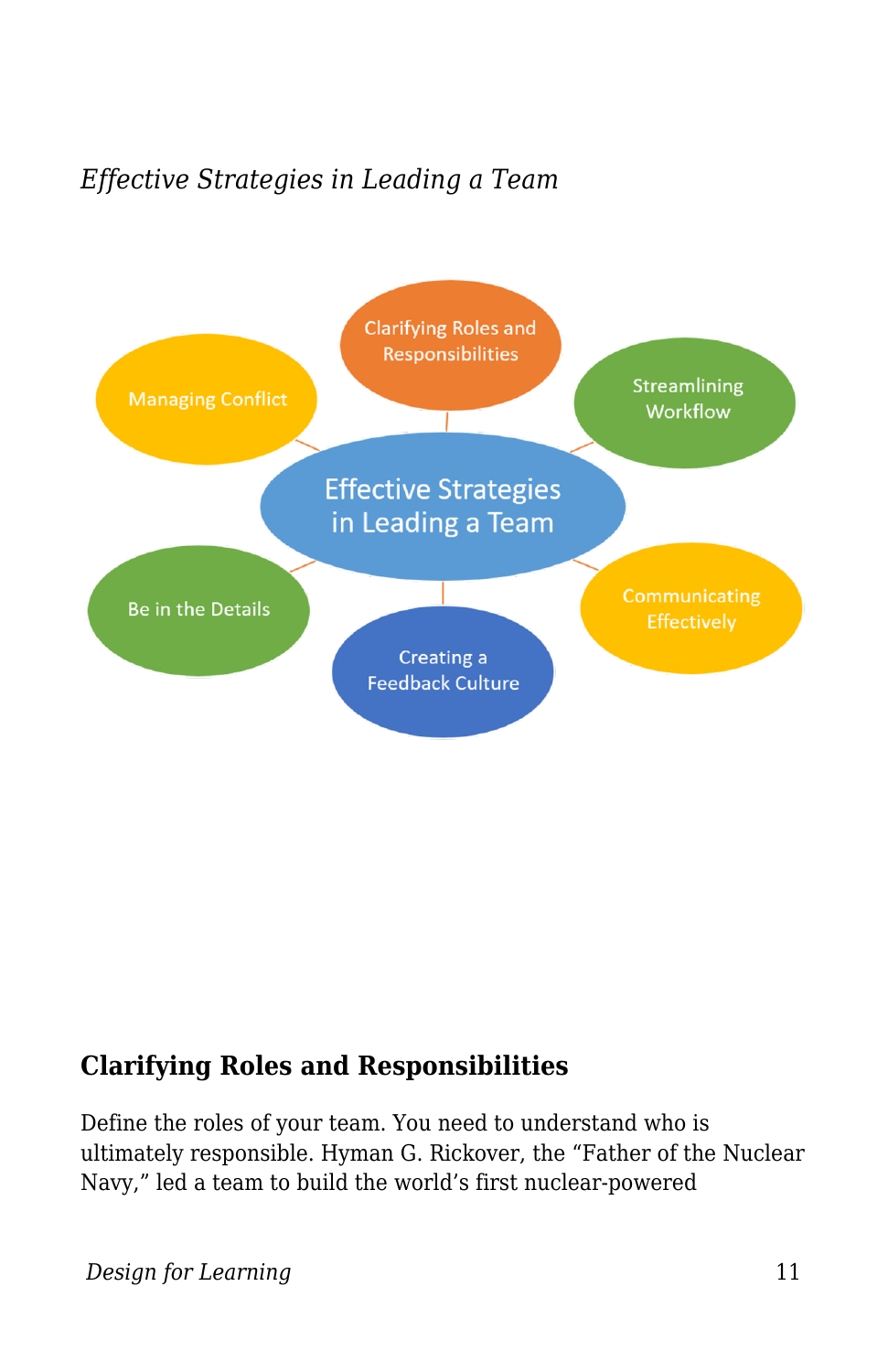*Effective Strategies in Leading a Team*

Effective Strategies in Leading a Team

Clarifying Roles and Responsibilities

Streamlining Workflow

Communicating Effectively

Creating a Feedback Culture

Be in the Details

Managing Conflict

## Clarifying Roles and Responsibilities

Define the roles of your team. You need to understand who is ultimately responsible. Hyman G. Rickover, the "Father of the Nuclear Navy," led a team to build the world's first nuclear-powered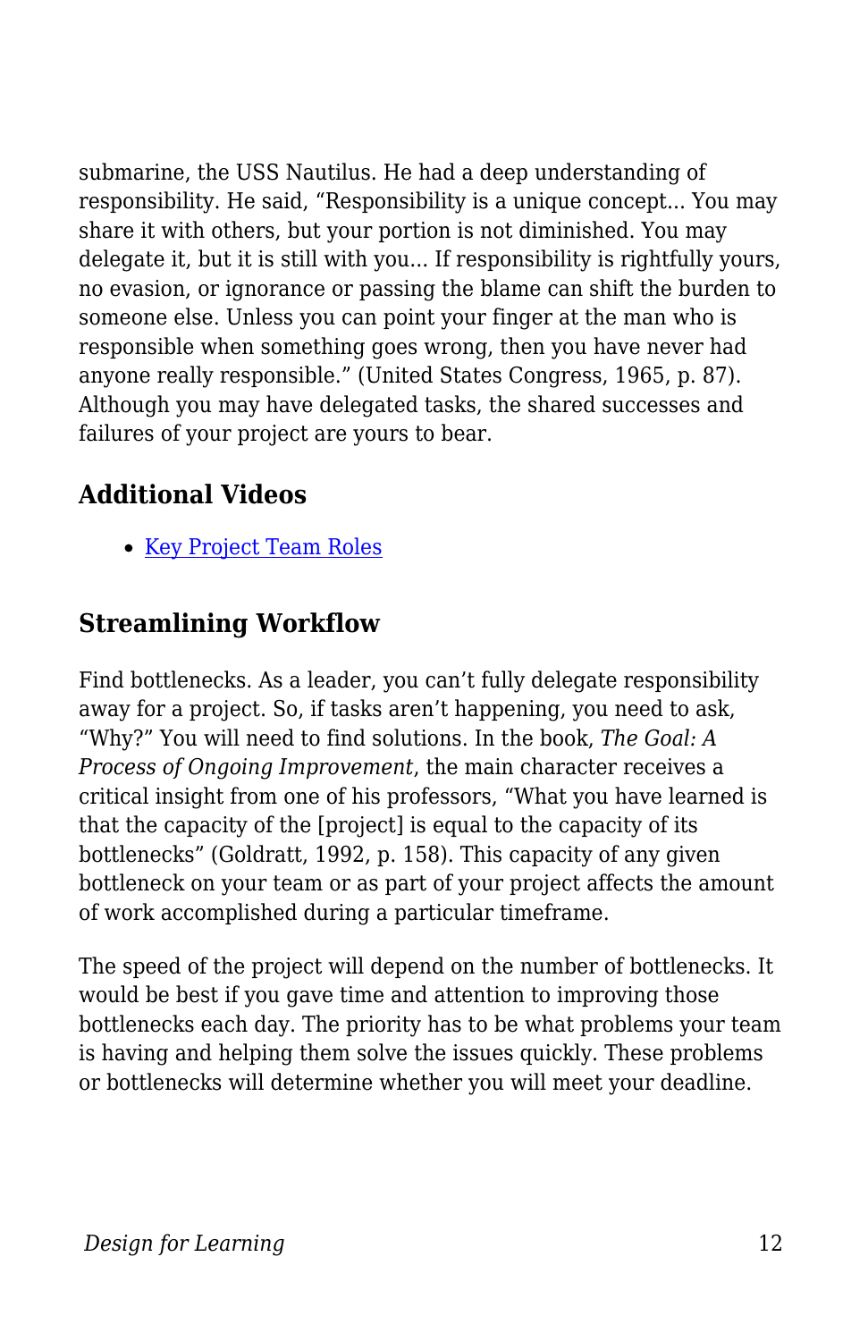submarine, the USS Nautilus. He had a deep understanding of responsibility. He said, “Responsibility is a unique concept… You may share it with others, but your portion is not diminished. You may delegate it, but it is still with you… If responsibility is rightfully yours, no evasion, or ignorance or passing the blame can shift the burden to someone else. Unless you can point your finger at the man who is responsible when something goes wrong, then you have never had anyone really responsible.” (United States Congress, 1965, p. 87). Although you may have delegated tasks, the shared successes and failures of your project are yours to bear.

## Additional Videos

- Key Project Team Roles

## Streamlining Workflow

Find bottlenecks. As a leader, you can’t fully delegate responsibility away for a project. So, if tasks aren’t happening, you need to ask, “Why?” You will need to find solutions. In the book, *The Goal: A Process of Ongoing Improvement*, the main character receives a critical insight from one of his professors, “What you have learned is that the capacity of the [project] is equal to the capacity of its bottlenecks” (Goldratt, 1992, p. 158). This capacity of any given bottleneck on your team or as part of your project affects the amount of work accomplished during a particular timeframe.

The speed of the project will depend on the number of bottlenecks. It would be best if you gave time and attention to improving those bottlenecks each day. The priority has to be what problems your team is having and helping them solve the issues quickly. These problems or bottlenecks will determine whether you will meet your deadline.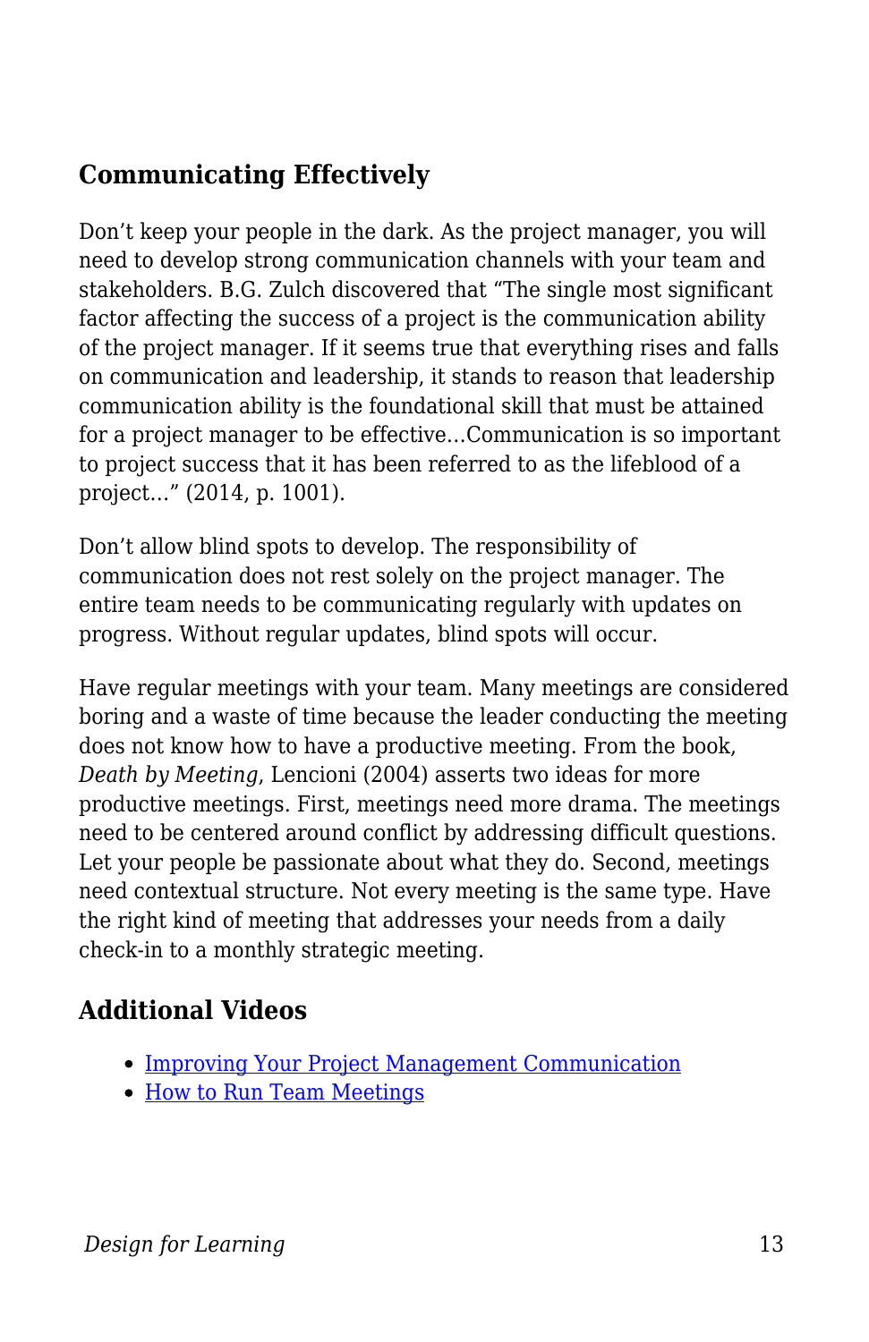### Communicating Effectively

Don't keep your people in the dark. As the project manager, you will need to develop strong communication channels with your team and stakeholders. B.G. Zulch discovered that "The single most significant factor affecting the success of a project is the communication ability of the project manager. If it seems true that everything rises and falls on communication and leadership, it stands to reason that leadership communication ability is the foundational skill that must be attained for a project manager to be effective…Communication is so important to project success that it has been referred to as the lifeblood of a project…" (2014, p. 1001).

Don't allow blind spots to develop. The responsibility of communication does not rest solely on the project manager. The entire team needs to be communicating regularly with updates on progress. Without regular updates, blind spots will occur.

Have regular meetings with your team. Many meetings are considered boring and a waste of time because the leader conducting the meeting does not know how to have a productive meeting. From the book, *Death by Meeting*, Lencioni (2004) asserts two ideas for more productive meetings. First, meetings need more drama. The meetings need to be centered around conflict by addressing difficult questions. Let your people be passionate about what they do. Second, meetings need contextual structure. Not every meeting is the same type. Have the right kind of meeting that addresses your needs from a daily check-in to a monthly strategic meeting.

### Additional Videos

- Improving Your Project Management Communication
- How to Run Team Meetings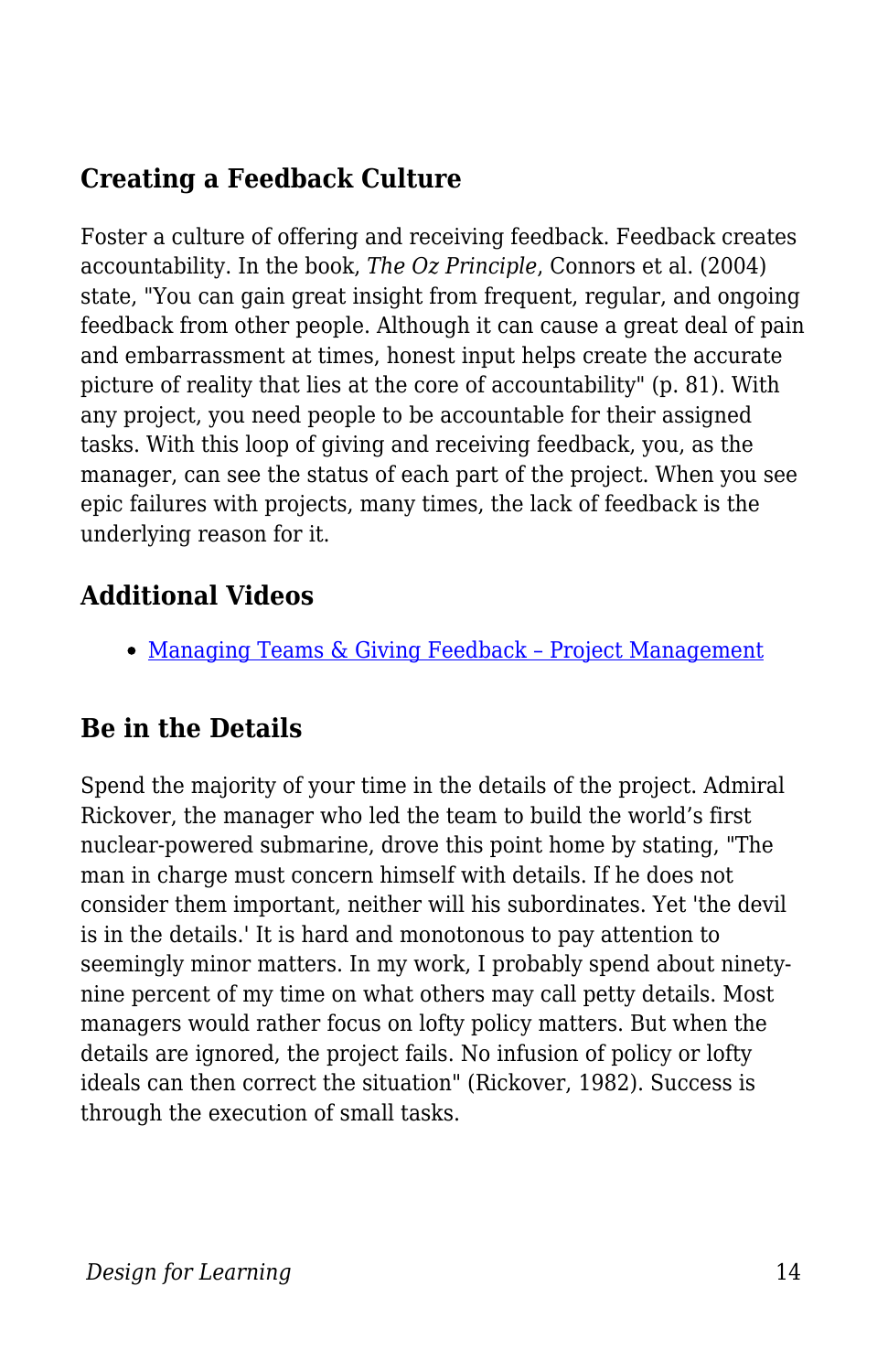## Creating a Feedback Culture

Foster a culture of offering and receiving feedback. Feedback creates accountability. In the book, *The Oz Principle*, Connors et al. (2004) state, "You can gain great insight from frequent, regular, and ongoing feedback from other people. Although it can cause a great deal of pain and embarrassment at times, honest input helps create the accurate picture of reality that lies at the core of accountability" (p. 81). With any project, you need people to be accountable for their assigned tasks. With this loop of giving and receiving feedback, you, as the manager, can see the status of each part of the project. When you see epic failures with projects, many times, the lack of feedback is the underlying reason for it.

## Additional Videos

- Managing Teams & Giving Feedback – Project Management

## Be in the Details

Spend the majority of your time in the details of the project. Admiral Rickover, the manager who led the team to build the world's first nuclear-powered submarine, drove this point home by stating, "The man in charge must concern himself with details. If he does not consider them important, neither will his subordinates. Yet 'the devil is in the details.' It is hard and monotonous to pay attention to seemingly minor matters. In my work, I probably spend about ninety-nine percent of my time on what others may call petty details. Most managers would rather focus on lofty policy matters. But when the details are ignored, the project fails. No infusion of policy or lofty ideals can then correct the situation" (Rickover, 1982). Success is through the execution of small tasks.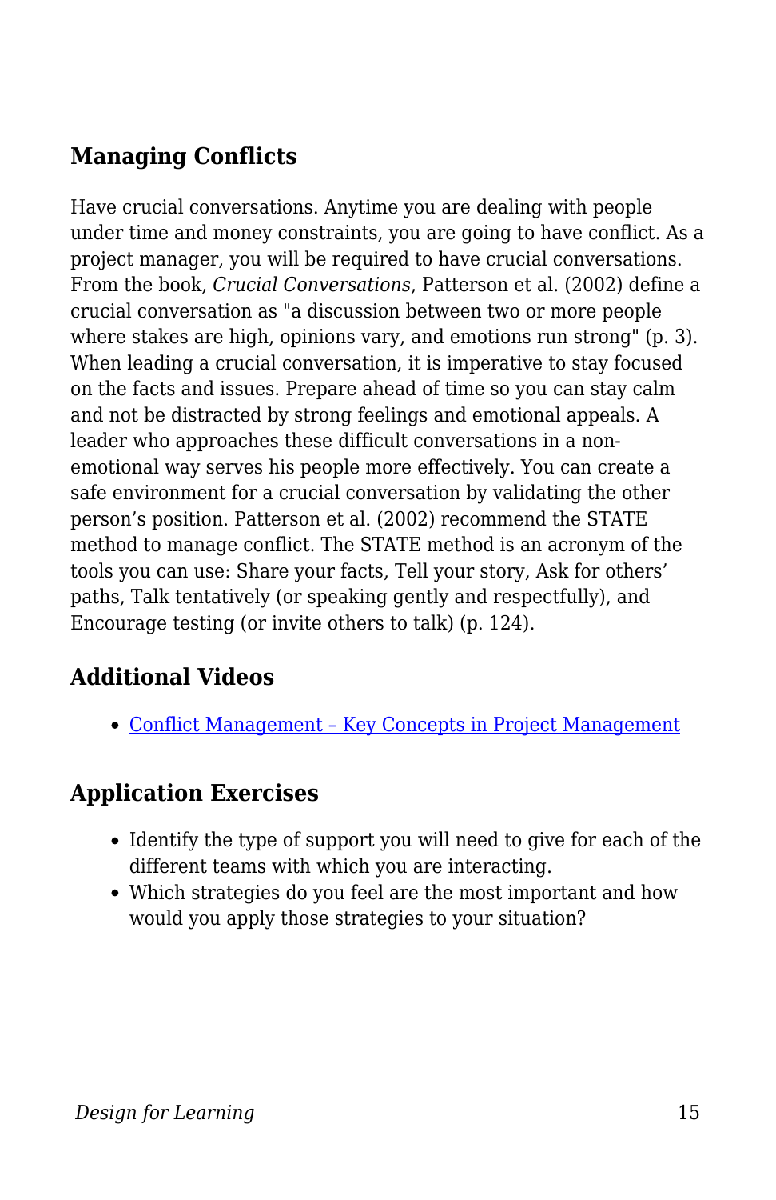## Managing Conflicts

Have crucial conversations. Anytime you are dealing with people under time and money constraints, you are going to have conflict. As a project manager, you will be required to have crucial conversations. From the book, *Crucial Conversations*, Patterson et al. (2002) define a crucial conversation as "a discussion between two or more people where stakes are high, opinions vary, and emotions run strong" (p. 3). When leading a crucial conversation, it is imperative to stay focused on the facts and issues. Prepare ahead of time so you can stay calm and not be distracted by strong feelings and emotional appeals. A leader who approaches these difficult conversations in a non-emotional way serves his people more effectively. You can create a safe environment for a crucial conversation by validating the other person's position. Patterson et al. (2002) recommend the STATE method to manage conflict. The STATE method is an acronym of the tools you can use: Share your facts, Tell your story, Ask for others' paths, Talk tentatively (or speaking gently and respectfully), and Encourage testing (or invite others to talk) (p. 124).

## Additional Videos

- Conflict Management – Key Concepts in Project Management

## Application Exercises

- Identify the type of support you will need to give for each of the different teams with which you are interacting.
- Which strategies do you feel are the most important and how would you apply those strategies to your situation?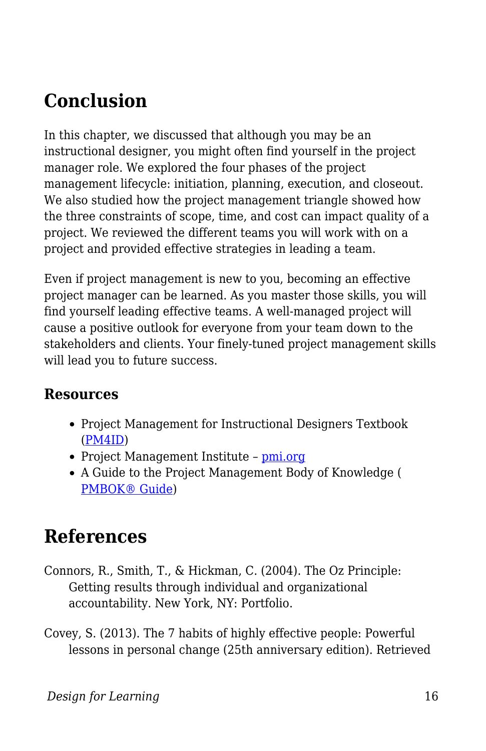## Conclusion

In this chapter, we discussed that although you may be an instructional designer, you might often find yourself in the project manager role. We explored the four phases of the project management lifecycle: initiation, planning, execution, and closeout. We also studied how the project management triangle showed how the three constraints of scope, time, and cost can impact quality of a project. We reviewed the different teams you will work with on a project and provided effective strategies in leading a team.

Even if project management is new to you, becoming an effective project manager can be learned. As you master those skills, you will find yourself leading effective teams. A well-managed project will cause a positive outlook for everyone from your team down to the stakeholders and clients. Your finely-tuned project management skills will lead you to future success.

### Resources

- Project Management for Instructional Designers Textbook (PM4ID)
- Project Management Institute – pmi.org
- A Guide to the Project Management Body of Knowledge (PMBOK® Guide)

## References

Connors, R., Smith, T., & Hickman, C. (2004). The Oz Principle: Getting results through individual and organizational accountability. New York, NY: Portfolio.

Covey, S. (2013). The 7 habits of highly effective people: Powerful lessons in personal change (25th anniversary edition). Retrieved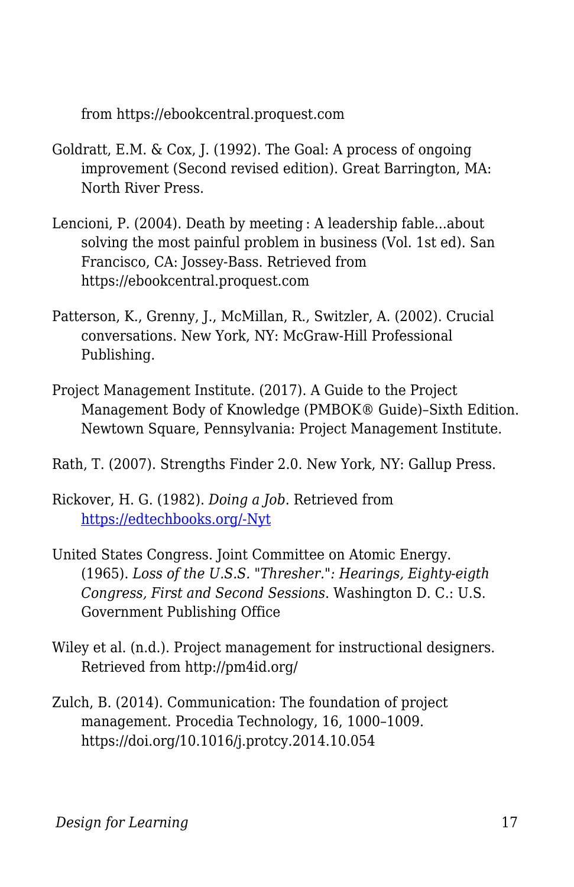from https://ebookcentral.proquest.com

Goldratt, E.M. & Cox, J. (1992). The Goal: A process of ongoing improvement (Second revised edition). Great Barrington, MA: North River Press.

Lencioni, P. (2004). Death by meeting : A leadership fable...about solving the most painful problem in business (Vol. 1st ed). San Francisco, CA: Jossey-Bass. Retrieved from https://ebookcentral.proquest.com

Patterson, K., Grenny, J., McMillan, R., Switzler, A. (2002). Crucial conversations. New York, NY: McGraw-Hill Professional Publishing.

Project Management Institute. (2017). A Guide to the Project Management Body of Knowledge (PMBOK® Guide)–Sixth Edition. Newtown Square, Pennsylvania: Project Management Institute.

Rath, T. (2007). Strengths Finder 2.0. New York, NY: Gallup Press.

Rickover, H. G. (1982). *Doing a Job*. Retrieved from [https://edtechbooks.org/-Nyt](https://edtechbooks.org/-Nyt)

United States Congress. Joint Committee on Atomic Energy. (1965). *Loss of the U.S.S. "Thresher.": Hearings, Eighty-eigth Congress, First and Second Sessions*. Washington D. C.: U.S. Government Publishing Office

Wiley et al. (n.d.). Project management for instructional designers. Retrieved from http://pm4id.org/

Zulch, B. (2014). Communication: The foundation of project management. Procedia Technology, 16, 1000–1009. https://doi.org/10.1016/j.protcy.2014.10.054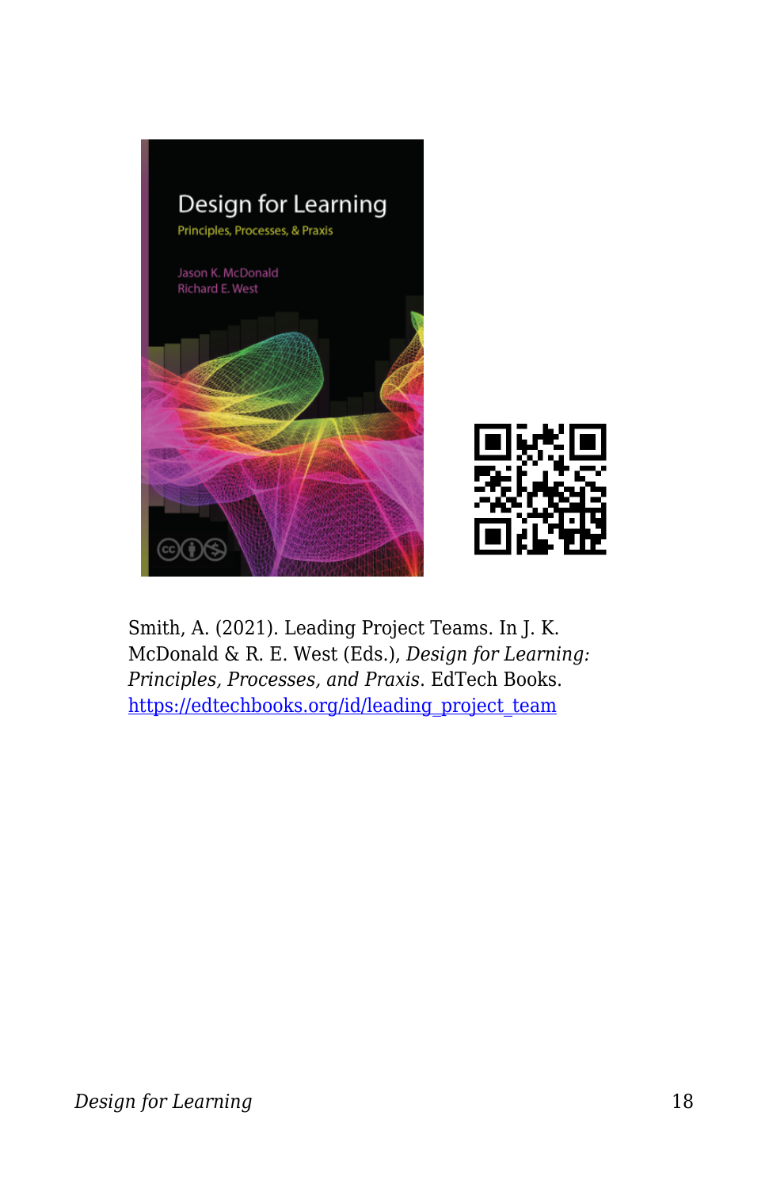Smith, A. (2021). Leading Project Teams. In J. K. McDonald & R. E. West (Eds.), *Design for Learning: Principles, Processes, and Praxis*. EdTech Books. [https://edtechbooks.org/id/leading_project_team](https://edtechbooks.org/id/leading_project_team)